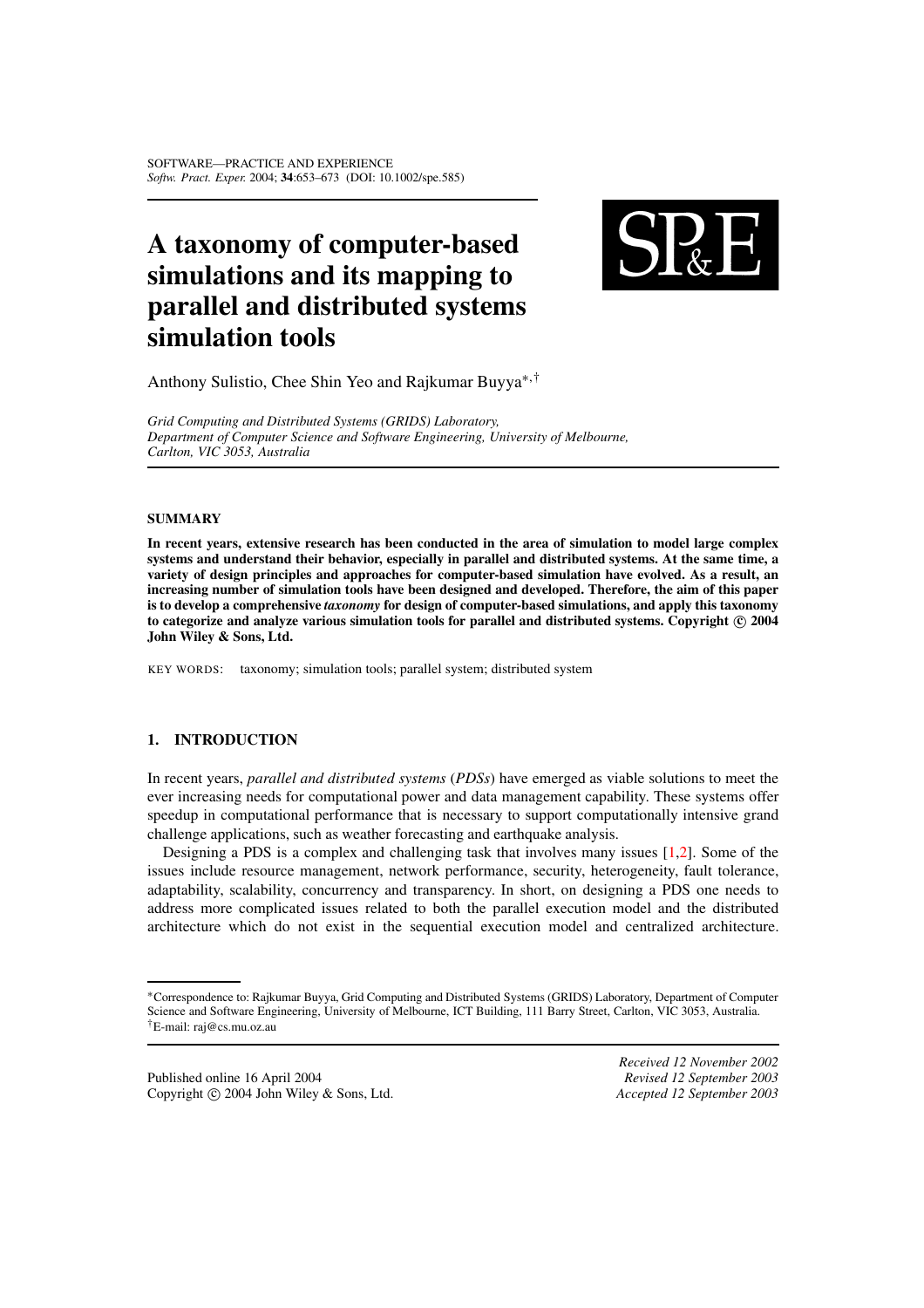# A taxonomy of computer-based simulations and its mapping to parallel and distributed systems simulation tools

Anthony Sulistio, Chee Shin Yeo and Rajkumar Buyya*,†

*Grid Computing and Distributed Systems (GRIDS) Laboratory, Department of Computer Science and Software Engineering, University of Melbourne, Carlton, VIC 3053, Australia*

## SUMMARY

**In recent years, extensive research has been conducted in the area of simulation to model large complex systems and understand their behavior, especially in parallel and distributed systems. At the same time, a variety of design principles and approaches for computer-based simulation have evolved. As a result, an increasing number of simulation tools have been designed and developed. Therefore, the aim of this paper is to develop a comprehensive *taxonomy* for design of computer-based simulations, and apply this taxonomy to categorize and analyze various simulation tools for parallel and distributed systems. Copyright © 2004 John Wiley & Sons, Ltd.**

KEY WORDS: taxonomy; simulation tools; parallel system; distributed system

## 1. INTRODUCTION

In recent years, *parallel and distributed systems* (*PDSs*) have emerged as viable solutions to meet the ever increasing needs for computational power and data management capability. These systems offer speedup in computational performance that is necessary to support computationally intensive grand challenge applications, such as weather forecasting and earthquake analysis.

Designing a PDS is a complex and challenging task that involves many issues [1,2]. Some of the issues include resource management, network performance, security, heterogeneity, fault tolerance, adaptability, scalability, concurrency and transparency. In short, on designing a PDS one needs to address more complicated issues related to both the parallel execution model and the distributed architecture which do not exist in the sequential execution model and centralized architecture.

*Correspondence to: Rajkumar Buyya, Grid Computing and Distributed Systems (GRIDS) Laboratory, Department of Computer Science and Software Engineering, University of Melbourne, ICT Building, 111 Barry Street, Carlton, VIC 3053, Australia.
†E-mail: raj@cs.mu.oz.au

Published online 16 April 2004
Copyright © 2004 John Wiley & Sons, Ltd.

*Received 12 November 2002*
*Revised 12 September 2003*
*Accepted 12 September 2003*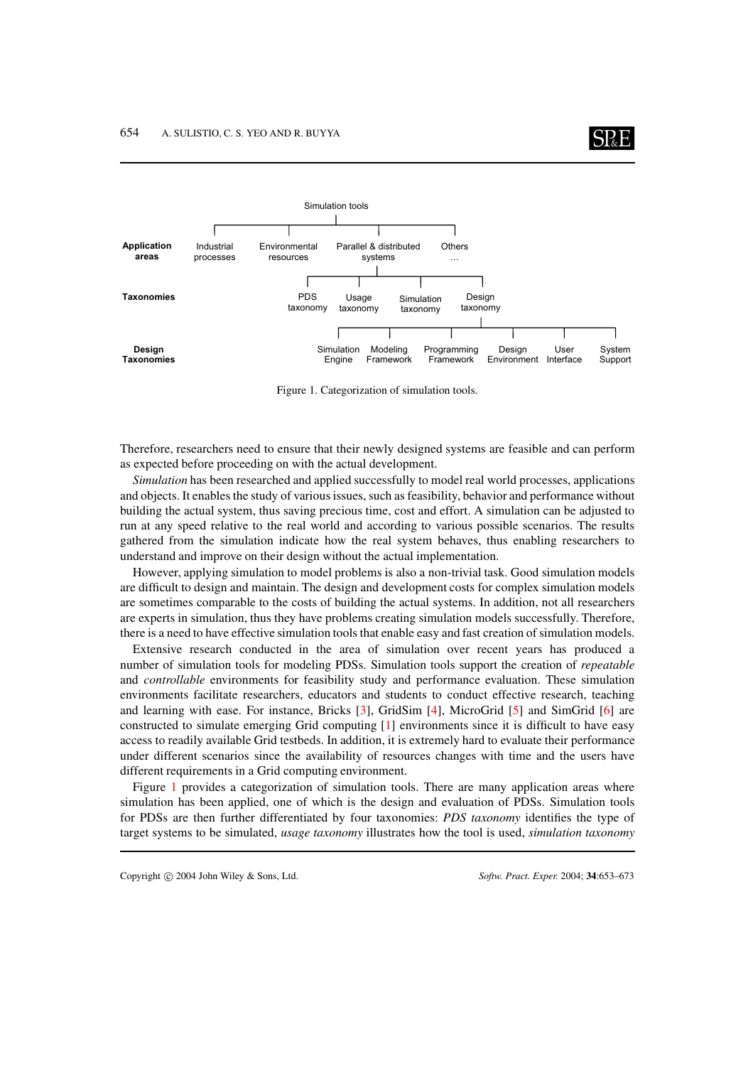Simulation tools

Application areas: Industrial processes, Environmental resources, Parallel & distributed systems, Others …

Taxonomies: PDS taxonomy, Usage taxonomy, Simulation taxonomy, Design taxonomy

Design Taxonomies: Simulation Engine, Modeling Framework, Programming Framework, Design Environment, User Interface, System Support

Figure 1. Categorization of simulation tools.

Therefore, researchers need to ensure that their newly designed systems are feasible and can perform as expected before proceeding on with the actual development.

*Simulation* has been researched and applied successfully to model real world processes, applications and objects. It enables the study of various issues, such as feasibility, behavior and performance without building the actual system, thus saving precious time, cost and effort. A simulation can be adjusted to run at any speed relative to the real world and according to various possible scenarios. The results gathered from the simulation indicate how the real system behaves, thus enabling researchers to understand and improve on their design without the actual implementation.

However, applying simulation to model problems is also a non-trivial task. Good simulation models are difficult to design and maintain. The design and development costs for complex simulation models are sometimes comparable to the costs of building the actual systems. In addition, not all researchers are experts in simulation, thus they have problems creating simulation models successfully. Therefore, there is a need to have effective simulation tools that enable easy and fast creation of simulation models.

Extensive research conducted in the area of simulation over recent years has produced a number of simulation tools for modeling PDSs. Simulation tools support the creation of *repeatable* and *controllable* environments for feasibility study and performance evaluation. These simulation environments facilitate researchers, educators and students to conduct effective research, teaching and learning with ease. For instance, Bricks [3], GridSim [4], MicroGrid [5] and SimGrid [6] are constructed to simulate emerging Grid computing [1] environments since it is difficult to have easy access to readily available Grid testbeds. In addition, it is extremely hard to evaluate their performance under different scenarios since the availability of resources changes with time and the users have different requirements in a Grid computing environment.

Figure 1 provides a categorization of simulation tools. There are many application areas where simulation has been applied, one of which is the design and evaluation of PDSs. Simulation tools for PDSs are then further differentiated by four taxonomies: *PDS taxonomy* identifies the type of target systems to be simulated, *usage taxonomy* illustrates how the tool is used, *simulation taxonomy*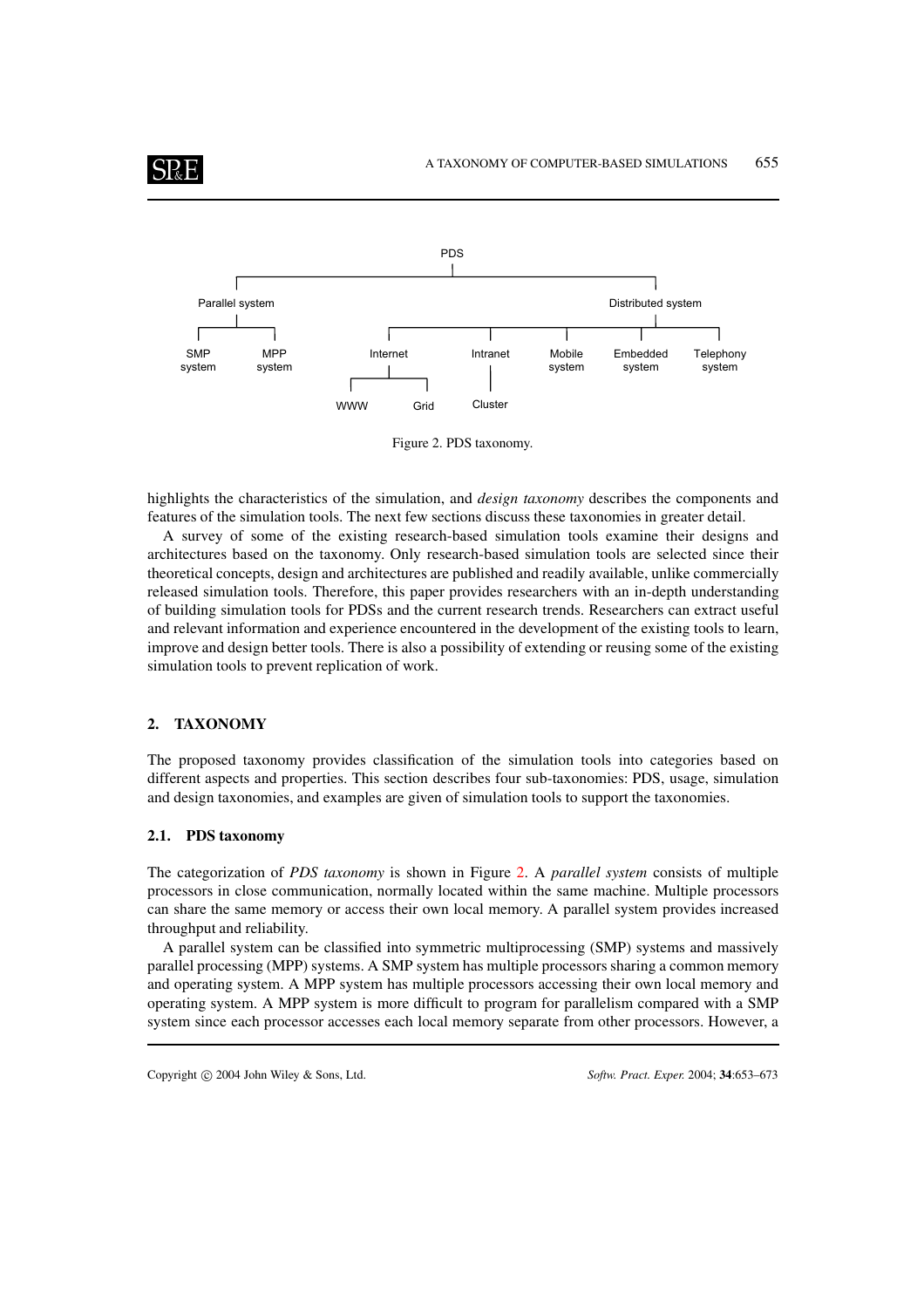Figure 2. PDS taxonomy.

highlights the characteristics of the simulation, and *design taxonomy* describes the components and features of the simulation tools. The next few sections discuss these taxonomies in greater detail.

A survey of some of the existing research-based simulation tools examine their designs and architectures based on the taxonomy. Only research-based simulation tools are selected since their theoretical concepts, design and architectures are published and readily available, unlike commercially released simulation tools. Therefore, this paper provides researchers with an in-depth understanding of building simulation tools for PDSs and the current research trends. Researchers can extract useful and relevant information and experience encountered in the development of the existing tools to learn, improve and design better tools. There is also a possibility of extending or reusing some of the existing simulation tools to prevent replication of work.

## 2. TAXONOMY

The proposed taxonomy provides classification of the simulation tools into categories based on different aspects and properties. This section describes four sub-taxonomies: PDS, usage, simulation and design taxonomies, and examples are given of simulation tools to support the taxonomies.

### 2.1. PDS taxonomy

The categorization of *PDS taxonomy* is shown in Figure 2. A *parallel system* consists of multiple processors in close communication, normally located within the same machine. Multiple processors can share the same memory or access their own local memory. A parallel system provides increased throughput and reliability.

A parallel system can be classified into symmetric multiprocessing (SMP) systems and massively parallel processing (MPP) systems. A SMP system has multiple processors sharing a common memory and operating system. A MPP system has multiple processors accessing their own local memory and operating system. A MPP system is more difficult to program for parallelism compared with a SMP system since each processor accesses each local memory separate from other processors. However, a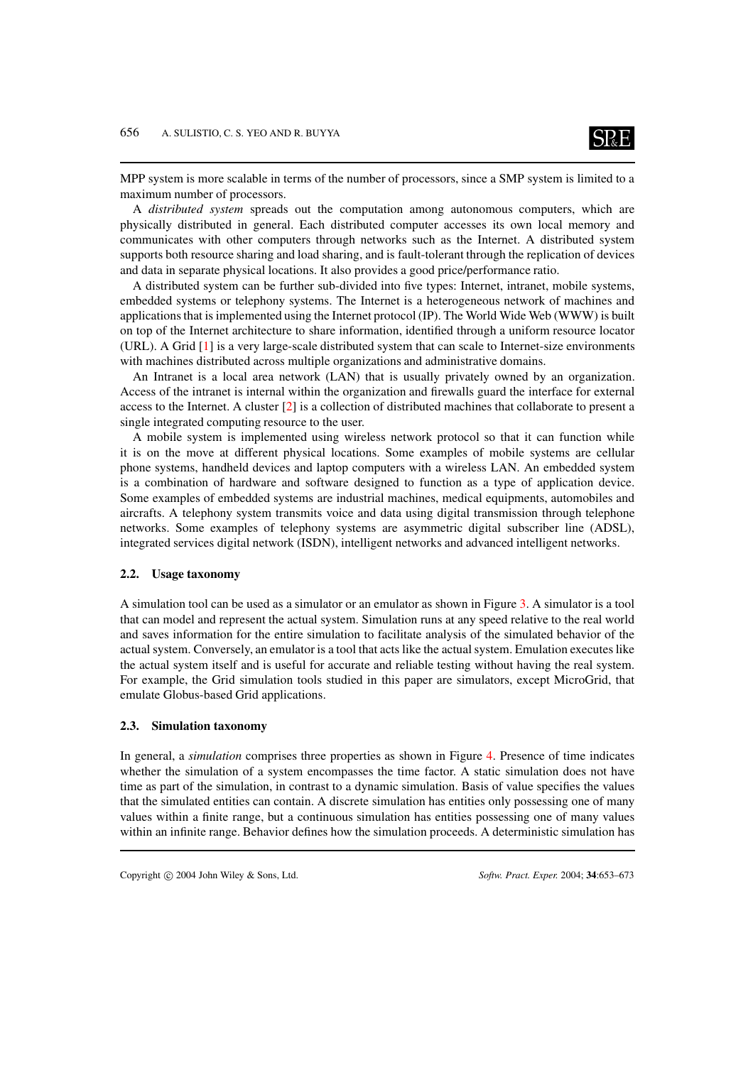MPP system is more scalable in terms of the number of processors, since a SMP system is limited to a maximum number of processors.

A *distributed system* spreads out the computation among autonomous computers, which are physically distributed in general. Each distributed computer accesses its own local memory and communicates with other computers through networks such as the Internet. A distributed system supports both resource sharing and load sharing, and is fault-tolerant through the replication of devices and data in separate physical locations. It also provides a good price/performance ratio.

A distributed system can be further sub-divided into five types: Internet, intranet, mobile systems, embedded systems or telephony systems. The Internet is a heterogeneous network of machines and applications that is implemented using the Internet protocol (IP). The World Wide Web (WWW) is built on top of the Internet architecture to share information, identified through a uniform resource locator (URL). A Grid [1] is a very large-scale distributed system that can scale to Internet-size environments with machines distributed across multiple organizations and administrative domains.

An Intranet is a local area network (LAN) that is usually privately owned by an organization. Access of the intranet is internal within the organization and firewalls guard the interface for external access to the Internet. A cluster [2] is a collection of distributed machines that collaborate to present a single integrated computing resource to the user.

A mobile system is implemented using wireless network protocol so that it can function while it is on the move at different physical locations. Some examples of mobile systems are cellular phone systems, handheld devices and laptop computers with a wireless LAN. An embedded system is a combination of hardware and software designed to function as a type of application device. Some examples of embedded systems are industrial machines, medical equipments, automobiles and aircrafts. A telephony system transmits voice and data using digital transmission through telephone networks. Some examples of telephony systems are asymmetric digital subscriber line (ADSL), integrated services digital network (ISDN), intelligent networks and advanced intelligent networks.

### 2.2. Usage taxonomy

A simulation tool can be used as a simulator or an emulator as shown in Figure 3. A simulator is a tool that can model and represent the actual system. Simulation runs at any speed relative to the real world and saves information for the entire simulation to facilitate analysis of the simulated behavior of the actual system. Conversely, an emulator is a tool that acts like the actual system. Emulation executes like the actual system itself and is useful for accurate and reliable testing without having the real system. For example, the Grid simulation tools studied in this paper are simulators, except MicroGrid, that emulate Globus-based Grid applications.

### 2.3. Simulation taxonomy

In general, a *simulation* comprises three properties as shown in Figure 4. Presence of time indicates whether the simulation of a system encompasses the time factor. A static simulation does not have time as part of the simulation, in contrast to a dynamic simulation. Basis of value specifies the values that the simulated entities can contain. A discrete simulation has entities only possessing one of many values within a finite range, but a continuous simulation has entities possessing one of many values within an infinite range. Behavior defines how the simulation proceeds. A deterministic simulation has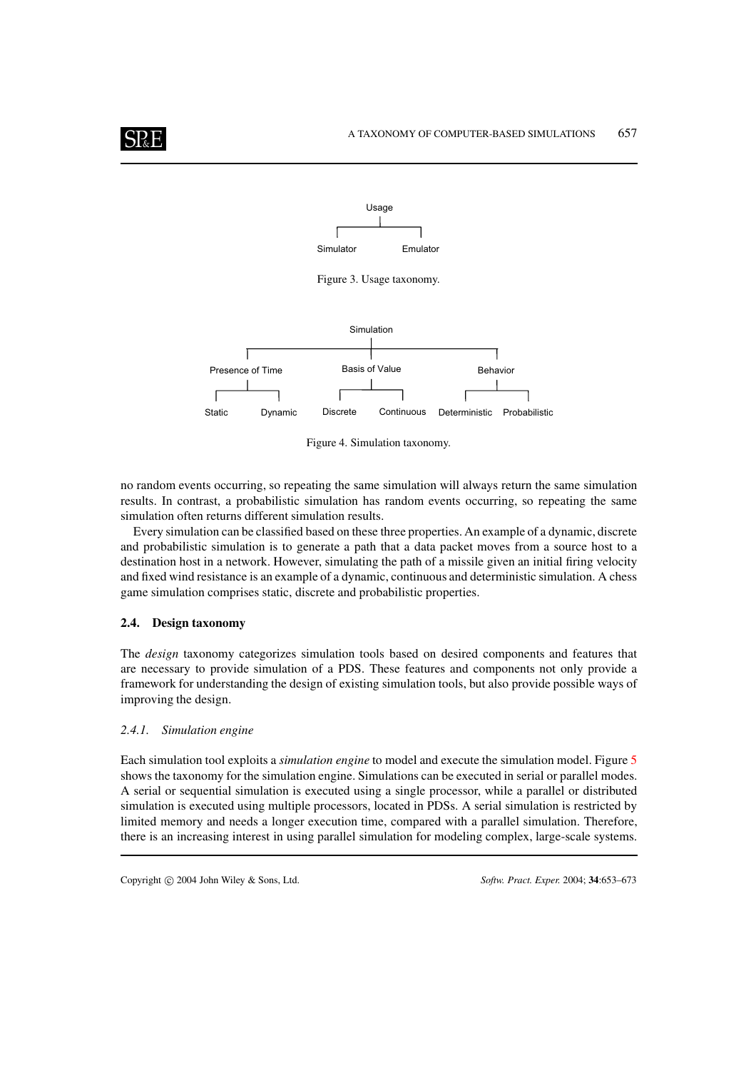Figure 3. Usage taxonomy.

Figure 4. Simulation taxonomy.

no random events occurring, so repeating the same simulation will always return the same simulation results. In contrast, a probabilistic simulation has random events occurring, so repeating the same simulation often returns different simulation results.

Every simulation can be classified based on these three properties. An example of a dynamic, discrete and probabilistic simulation is to generate a path that a data packet moves from a source host to a destination host in a network. However, simulating the path of a missile given an initial firing velocity and fixed wind resistance is an example of a dynamic, continuous and deterministic simulation. A chess game simulation comprises static, discrete and probabilistic properties.

### 2.4. Design taxonomy

The *design* taxonomy categorizes simulation tools based on desired components and features that are necessary to provide simulation of a PDS. These features and components not only provide a framework for understanding the design of existing simulation tools, but also provide possible ways of improving the design.

#### *2.4.1. Simulation engine*

Each simulation tool exploits a *simulation engine* to model and execute the simulation model. Figure 5 shows the taxonomy for the simulation engine. Simulations can be executed in serial or parallel modes. A serial or sequential simulation is executed using a single processor, while a parallel or distributed simulation is executed using multiple processors, located in PDSs. A serial simulation is restricted by limited memory and needs a longer execution time, compared with a parallel simulation. Therefore, there is an increasing interest in using parallel simulation for modeling complex, large-scale systems.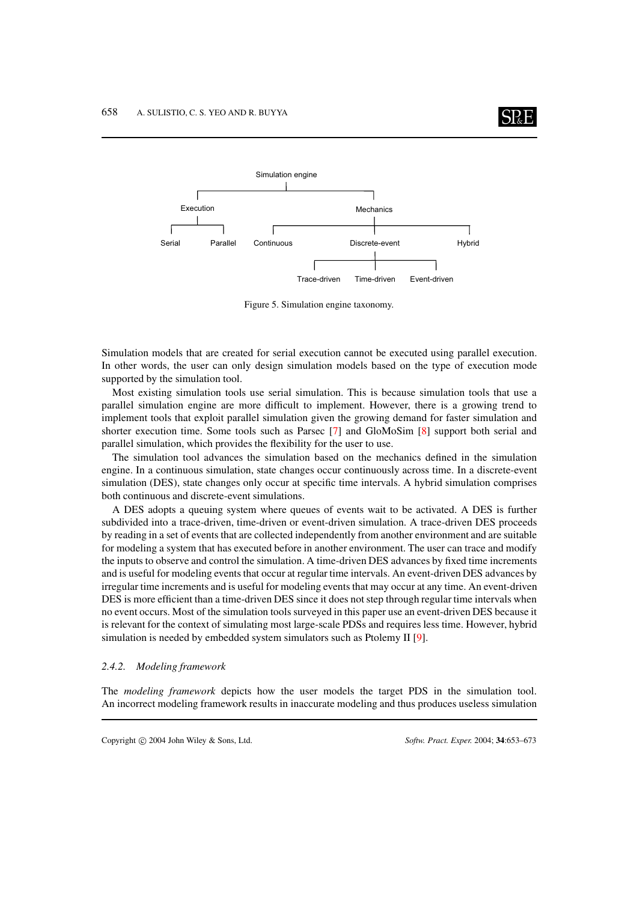Figure 5. Simulation engine taxonomy.

Simulation models that are created for serial execution cannot be executed using parallel execution. In other words, the user can only design simulation models based on the type of execution mode supported by the simulation tool.

Most existing simulation tools use serial simulation. This is because simulation tools that use a parallel simulation engine are more difficult to implement. However, there is a growing trend to implement tools that exploit parallel simulation given the growing demand for faster simulation and shorter execution time. Some tools such as Parsec [7] and GloMoSim [8] support both serial and parallel simulation, which provides the flexibility for the user to use.

The simulation tool advances the simulation based on the mechanics defined in the simulation engine. In a continuous simulation, state changes occur continuously across time. In a discrete-event simulation (DES), state changes only occur at specific time intervals. A hybrid simulation comprises both continuous and discrete-event simulations.

A DES adopts a queuing system where queues of events wait to be activated. A DES is further subdivided into a trace-driven, time-driven or event-driven simulation. A trace-driven DES proceeds by reading in a set of events that are collected independently from another environment and are suitable for modeling a system that has executed before in another environment. The user can trace and modify the inputs to observe and control the simulation. A time-driven DES advances by fixed time increments and is useful for modeling events that occur at regular time intervals. An event-driven DES advances by irregular time increments and is useful for modeling events that may occur at any time. An event-driven DES is more efficient than a time-driven DES since it does not step through regular time intervals when no event occurs. Most of the simulation tools surveyed in this paper use an event-driven DES because it is relevant for the context of simulating most large-scale PDSs and requires less time. However, hybrid simulation is needed by embedded system simulators such as Ptolemy II [9].

### 2.4.2. Modeling framework

The *modeling framework* depicts how the user models the target PDS in the simulation tool. An incorrect modeling framework results in inaccurate modeling and thus produces useless simulation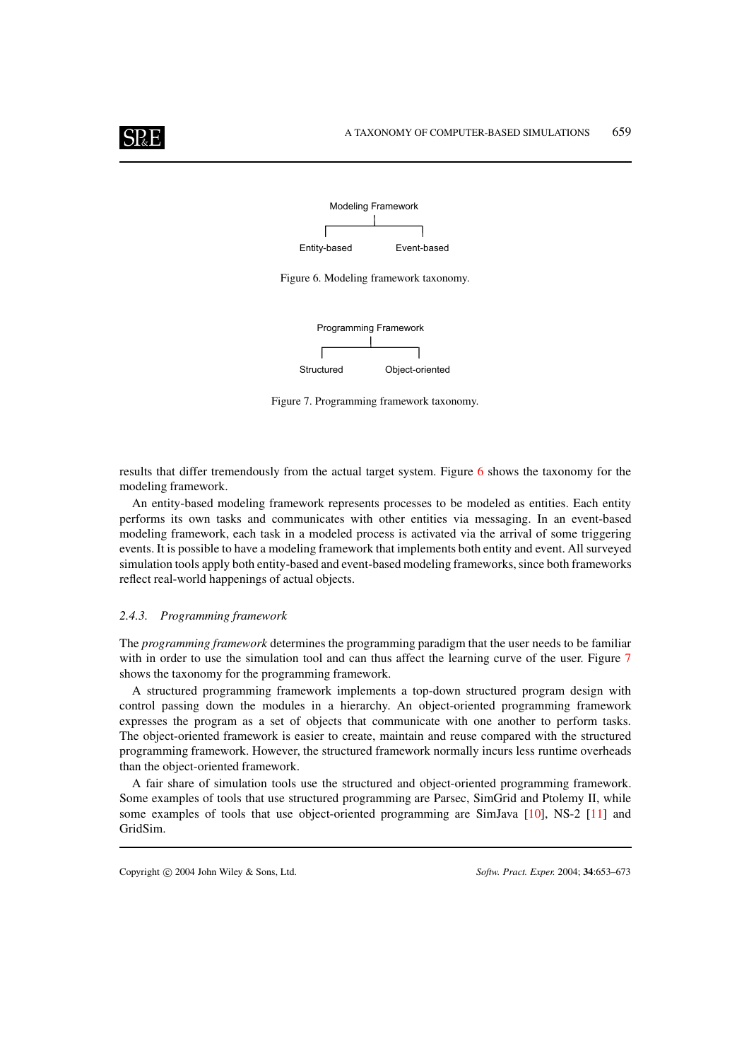Modeling Framework

Entity-based    Event-based

Figure 6. Modeling framework taxonomy.

Programming Framework

Structured    Object-oriented

Figure 7. Programming framework taxonomy.

results that differ tremendously from the actual target system. Figure 6 shows the taxonomy for the modeling framework.

An entity-based modeling framework represents processes to be modeled as entities. Each entity performs its own tasks and communicates with other entities via messaging. In an event-based modeling framework, each task in a modeled process is activated via the arrival of some triggering events. It is possible to have a modeling framework that implements both entity and event. All surveyed simulation tools apply both entity-based and event-based modeling frameworks, since both frameworks reflect real-world happenings of actual objects.

#### *2.4.3. Programming framework*

The *programming framework* determines the programming paradigm that the user needs to be familiar with in order to use the simulation tool and can thus affect the learning curve of the user. Figure 7 shows the taxonomy for the programming framework.

A structured programming framework implements a top-down structured program design with control passing down the modules in a hierarchy. An object-oriented programming framework expresses the program as a set of objects that communicate with one another to perform tasks. The object-oriented framework is easier to create, maintain and reuse compared with the structured programming framework. However, the structured framework normally incurs less runtime overheads than the object-oriented framework.

A fair share of simulation tools use the structured and object-oriented programming framework. Some examples of tools that use structured programming are Parsec, SimGrid and Ptolemy II, while some examples of tools that use object-oriented programming are SimJava [10], NS-2 [11] and GridSim.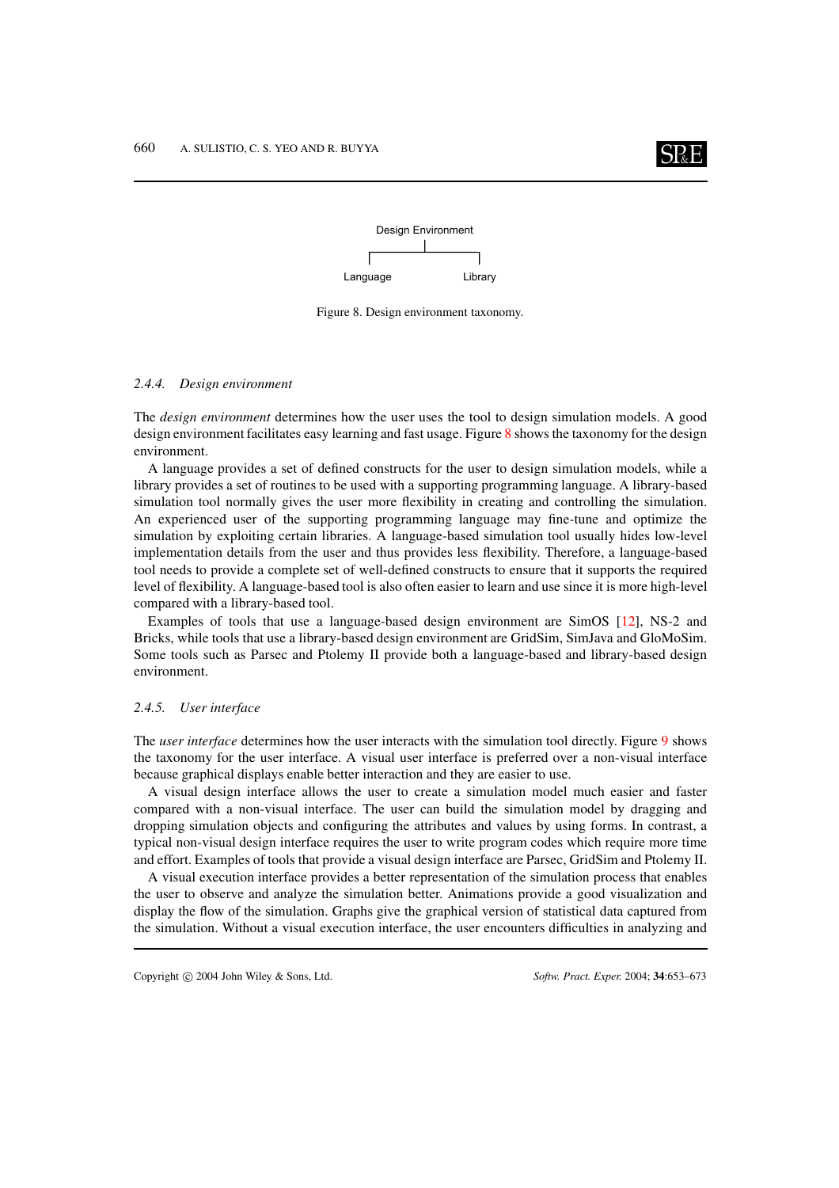Design Environment

Language　　Library

Figure 8. Design environment taxonomy.

#### 2.4.4. Design environment

The *design environment* determines how the user uses the tool to design simulation models. A good design environment facilitates easy learning and fast usage. Figure 8 shows the taxonomy for the design environment.

A language provides a set of defined constructs for the user to design simulation models, while a library provides a set of routines to be used with a supporting programming language. A library-based simulation tool normally gives the user more flexibility in creating and controlling the simulation. An experienced user of the supporting programming language may fine-tune and optimize the simulation by exploiting certain libraries. A language-based simulation tool usually hides low-level implementation details from the user and thus provides less flexibility. Therefore, a language-based tool needs to provide a complete set of well-defined constructs to ensure that it supports the required level of flexibility. A language-based tool is also often easier to learn and use since it is more high-level compared with a library-based tool.

Examples of tools that use a language-based design environment are SimOS [12], NS-2 and Bricks, while tools that use a library-based design environment are GridSim, SimJava and GloMoSim. Some tools such as Parsec and Ptolemy II provide both a language-based and library-based design environment.

#### 2.4.5. User interface

The *user interface* determines how the user interacts with the simulation tool directly. Figure 9 shows the taxonomy for the user interface. A visual user interface is preferred over a non-visual interface because graphical displays enable better interaction and they are easier to use.

A visual design interface allows the user to create a simulation model much easier and faster compared with a non-visual interface. The user can build the simulation model by dragging and dropping simulation objects and configuring the attributes and values by using forms. In contrast, a typical non-visual design interface requires the user to write program codes which require more time and effort. Examples of tools that provide a visual design interface are Parsec, GridSim and Ptolemy II.

A visual execution interface provides a better representation of the simulation process that enables the user to observe and analyze the simulation better. Animations provide a good visualization and display the flow of the simulation. Graphs give the graphical version of statistical data captured from the simulation. Without a visual execution interface, the user encounters difficulties in analyzing and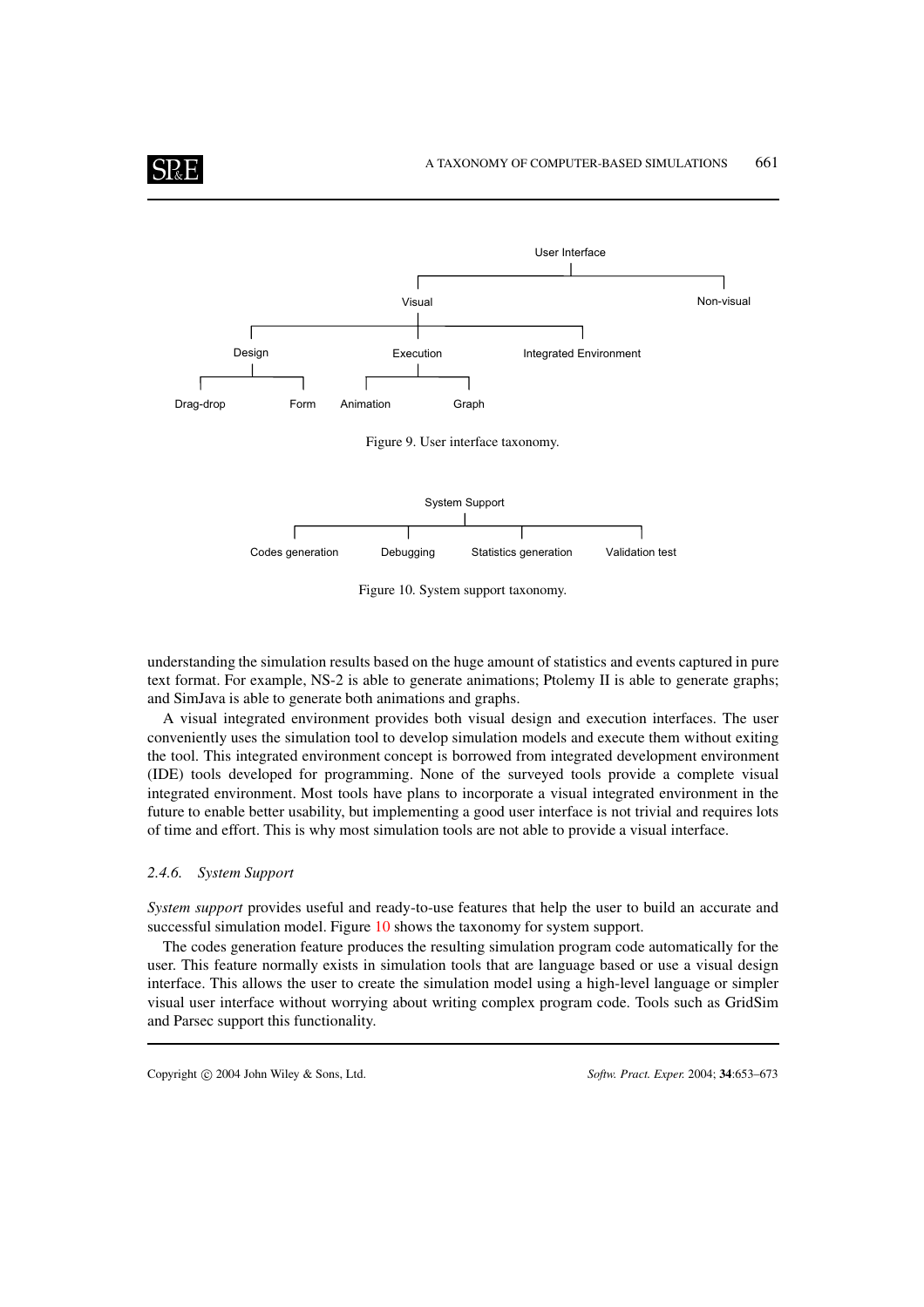Figure 9. User interface taxonomy.

Figure 10. System support taxonomy.

understanding the simulation results based on the huge amount of statistics and events captured in pure text format. For example, NS-2 is able to generate animations; Ptolemy II is able to generate graphs; and SimJava is able to generate both animations and graphs.

A visual integrated environment provides both visual design and execution interfaces. The user conveniently uses the simulation tool to develop simulation models and execute them without exiting the tool. This integrated environment concept is borrowed from integrated development environment (IDE) tools developed for programming. None of the surveyed tools provide a complete visual integrated environment. Most tools have plans to incorporate a visual integrated environment in the future to enable better usability, but implementing a good user interface is not trivial and requires lots of time and effort. This is why most simulation tools are not able to provide a visual interface.

### *2.4.6. System Support*

*System support* provides useful and ready-to-use features that help the user to build an accurate and successful simulation model. Figure 10 shows the taxonomy for system support.

The codes generation feature produces the resulting simulation program code automatically for the user. This feature normally exists in simulation tools that are language based or use a visual design interface. This allows the user to create the simulation model using a high-level language or simpler visual user interface without worrying about writing complex program code. Tools such as GridSim and Parsec support this functionality.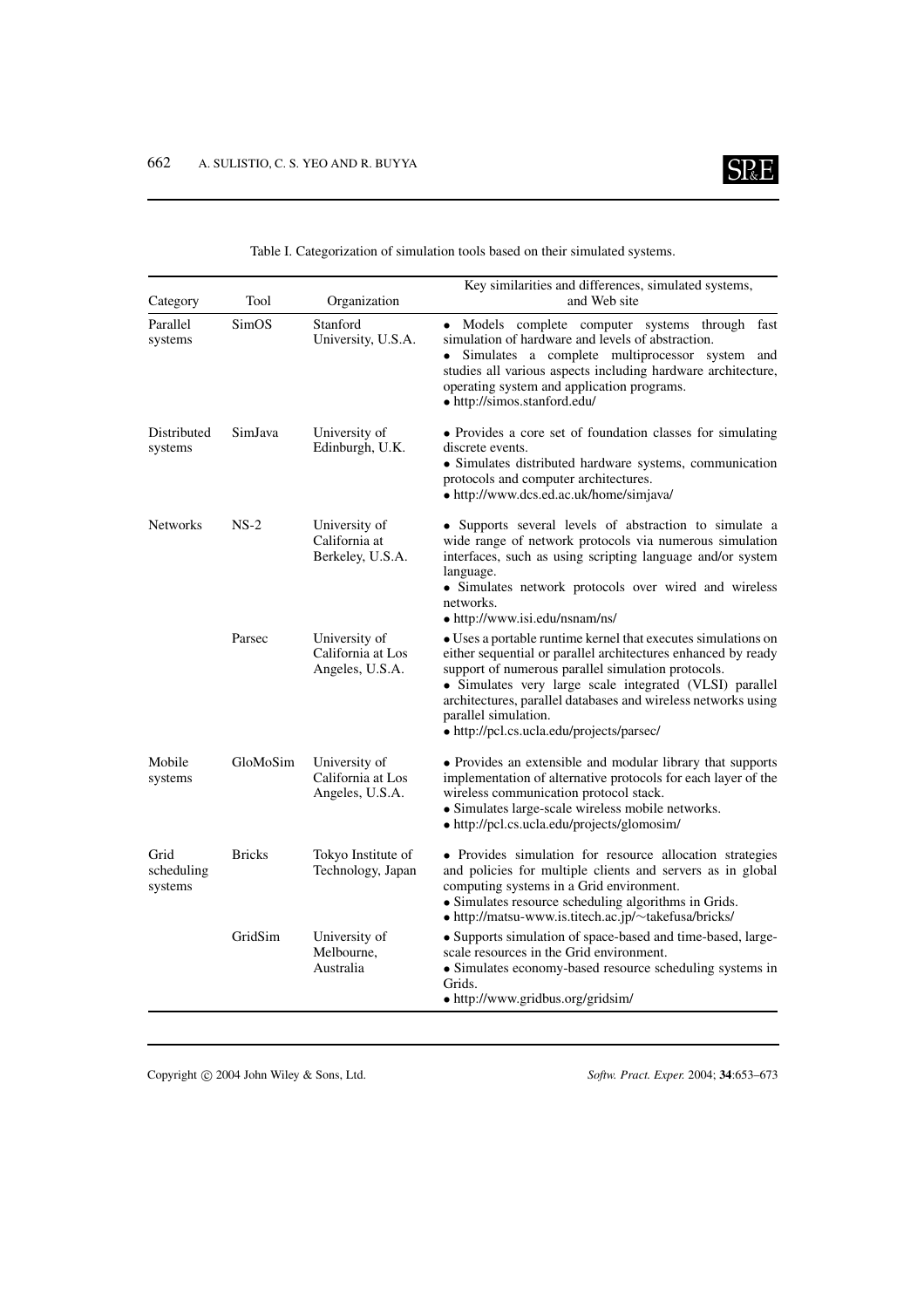Table I. Categorization of simulation tools based on their simulated systems.

| Category | Tool | Organization | Key similarities and differences, simulated systems, and Web site |
|---|---|---|---|
| Parallel systems | SimOS | Stanford University, U.S.A. | • Models complete computer systems through fast simulation of hardware and levels of abstraction. • Simulates a complete multiprocessor system and studies all various aspects including hardware architecture, operating system and application programs. • http://simos.stanford.edu/ |
| Distributed systems | SimJava | University of Edinburgh, U.K. | • Provides a core set of foundation classes for simulating discrete events. • Simulates distributed hardware systems, communication protocols and computer architectures. • http://www.dcs.ed.ac.uk/home/simjava/ |
| Networks | NS-2 | University of California at Berkeley, U.S.A. | • Supports several levels of abstraction to simulate a wide range of network protocols via numerous simulation interfaces, such as using scripting language and/or system language. • Simulates network protocols over wired and wireless networks. • http://www.isi.edu/nsnam/ns/ |
| | Parsec | University of California at Los Angeles, U.S.A. | • Uses a portable runtime kernel that executes simulations on either sequential or parallel architectures enhanced by ready support of numerous parallel simulation protocols. • Simulates very large scale integrated (VLSI) parallel architectures, parallel databases and wireless networks using parallel simulation. • http://pcl.cs.ucla.edu/projects/parsec/ |
| Mobile systems | GloMoSim | University of California at Los Angeles, U.S.A. | • Provides an extensible and modular library that supports implementation of alternative protocols for each layer of the wireless communication protocol stack. • Simulates large-scale wireless mobile networks. • http://pcl.cs.ucla.edu/projects/glomosim/ |
| Grid scheduling systems | Bricks | Tokyo Institute of Technology, Japan | • Provides simulation for resource allocation strategies and policies for multiple clients and servers as in global computing systems in a Grid environment. • Simulates resource scheduling algorithms in Grids. • http://matsu-www.is.titech.ac.jp/~takefusa/bricks/ |
| | GridSim | University of Melbourne, Australia | • Supports simulation of space-based and time-based, large-scale resources in the Grid environment. • Simulates economy-based resource scheduling systems in Grids. • http://www.gridbus.org/gridsim/ |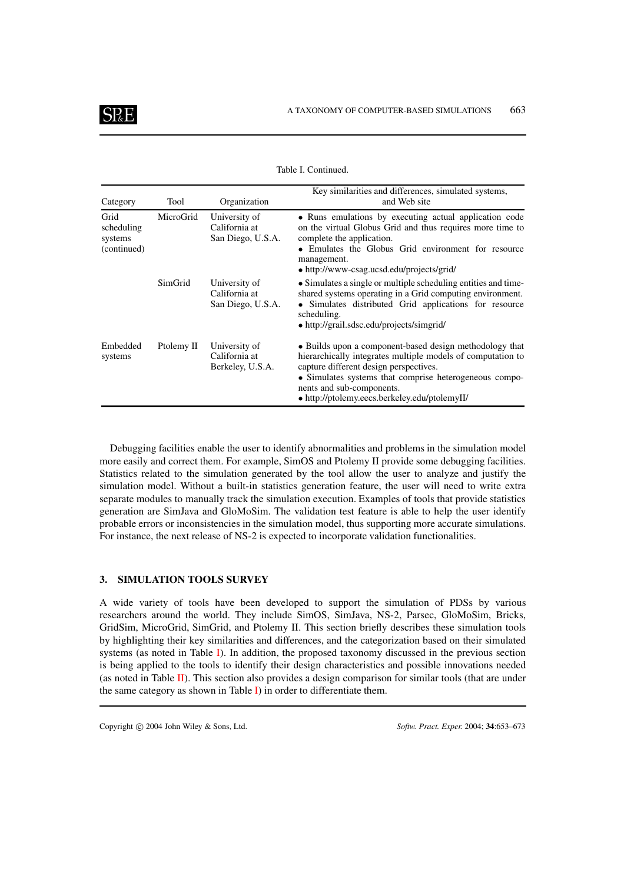Table I. Continued.

| Category | Tool | Organization | Key similarities and differences, simulated systems, and Web site |
|---|---|---|---|
| Grid scheduling systems (continued) | MicroGrid | University of California at San Diego, U.S.A. | • Runs emulations by executing actual application code on the virtual Globus Grid and thus requires more time to complete the application. • Emulates the Globus Grid environment for resource management. • http://www-csag.ucsd.edu/projects/grid/ |
| | SimGrid | University of California at San Diego, U.S.A. | • Simulates a single or multiple scheduling entities and time-shared systems operating in a Grid computing environment. • Simulates distributed Grid applications for resource scheduling. • http://grail.sdsc.edu/projects/simgrid/ |
| Embedded systems | Ptolemy II | University of California at Berkeley, U.S.A. | • Builds upon a component-based design methodology that hierarchically integrates multiple models of computation to capture different design perspectives. • Simulates systems that comprise heterogeneous components and sub-components. • http://ptolemy.eecs.berkeley.edu/ptolemyII/ |

Debugging facilities enable the user to identify abnormalities and problems in the simulation model more easily and correct them. For example, SimOS and Ptolemy II provide some debugging facilities. Statistics related to the simulation generated by the tool allow the user to analyze and justify the simulation model. Without a built-in statistics generation feature, the user will need to write extra separate modules to manually track the simulation execution. Examples of tools that provide statistics generation are SimJava and GloMoSim. The validation test feature is able to help the user identify probable errors or inconsistencies in the simulation model, thus supporting more accurate simulations. For instance, the next release of NS-2 is expected to incorporate validation functionalities.

## 3. SIMULATION TOOLS SURVEY

A wide variety of tools have been developed to support the simulation of PDSs by various researchers around the world. They include SimOS, SimJava, NS-2, Parsec, GloMoSim, Bricks, GridSim, MicroGrid, SimGrid, and Ptolemy II. This section briefly describes these simulation tools by highlighting their key similarities and differences, and the categorization based on their simulated systems (as noted in Table I). In addition, the proposed taxonomy discussed in the previous section is being applied to the tools to identify their design characteristics and possible innovations needed (as noted in Table II). This section also provides a design comparison for similar tools (that are under the same category as shown in Table I) in order to differentiate them.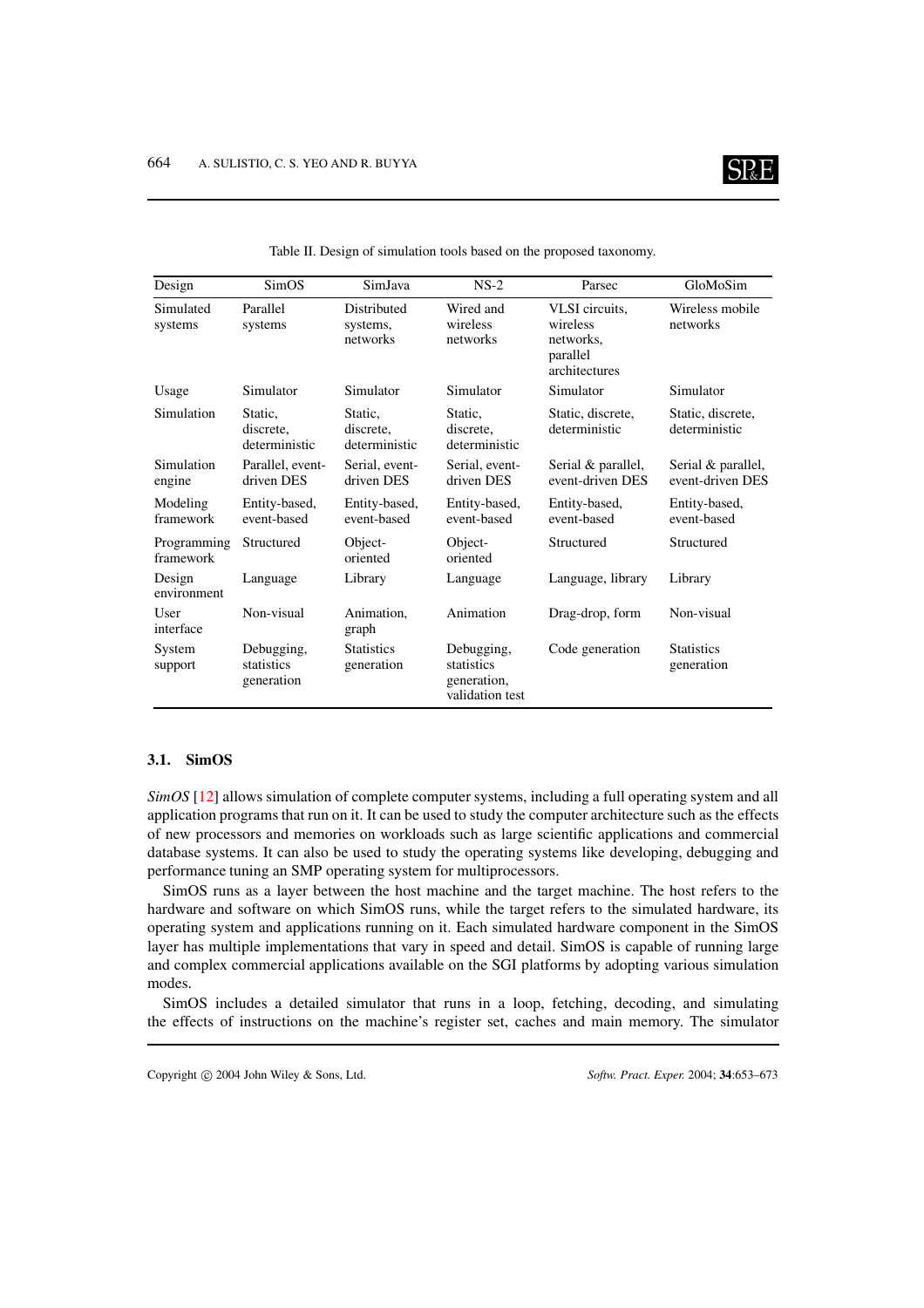Table II. Design of simulation tools based on the proposed taxonomy.

| Design | SimOS | SimJava | NS-2 | Parsec | GloMoSim |
|---|---|---|---|---|---|
| Simulated systems | Parallel systems | Distributed systems, networks | Wired and wireless networks | VLSI circuits, wireless networks, parallel architectures | Wireless mobile networks |
| Usage | Simulator | Simulator | Simulator | Simulator | Simulator |
| Simulation | Static, discrete, deterministic | Static, discrete, deterministic | Static, discrete, deterministic | Static, discrete, deterministic | Static, discrete, deterministic |
| Simulation engine | Parallel, event-driven DES | Serial, event-driven DES | Serial, event-driven DES | Serial & parallel, event-driven DES | Serial & parallel, event-driven DES |
| Modeling framework | Entity-based, event-based | Entity-based, event-based | Entity-based, event-based | Entity-based, event-based | Entity-based, event-based |
| Programming framework | Structured | Object-oriented | Object-oriented | Structured | Structured |
| Design environment | Language | Library | Language | Language, library | Library |
| User interface | Non-visual | Animation, graph | Animation | Drag-drop, form | Non-visual |
| System support | Debugging, statistics generation | Statistics generation | Debugging, statistics generation, validation test | Code generation | Statistics generation |

### 3.1. SimOS

*SimOS* [12] allows simulation of complete computer systems, including a full operating system and all application programs that run on it. It can be used to study the computer architecture such as the effects of new processors and memories on workloads such as large scientific applications and commercial database systems. It can also be used to study the operating systems like developing, debugging and performance tuning an SMP operating system for multiprocessors.

SimOS runs as a layer between the host machine and the target machine. The host refers to the hardware and software on which SimOS runs, while the target refers to the simulated hardware, its operating system and applications running on it. Each simulated hardware component in the SimOS layer has multiple implementations that vary in speed and detail. SimOS is capable of running large and complex commercial applications available on the SGI platforms by adopting various simulation modes.

SimOS includes a detailed simulator that runs in a loop, fetching, decoding, and simulating the effects of instructions on the machine's register set, caches and main memory. The simulator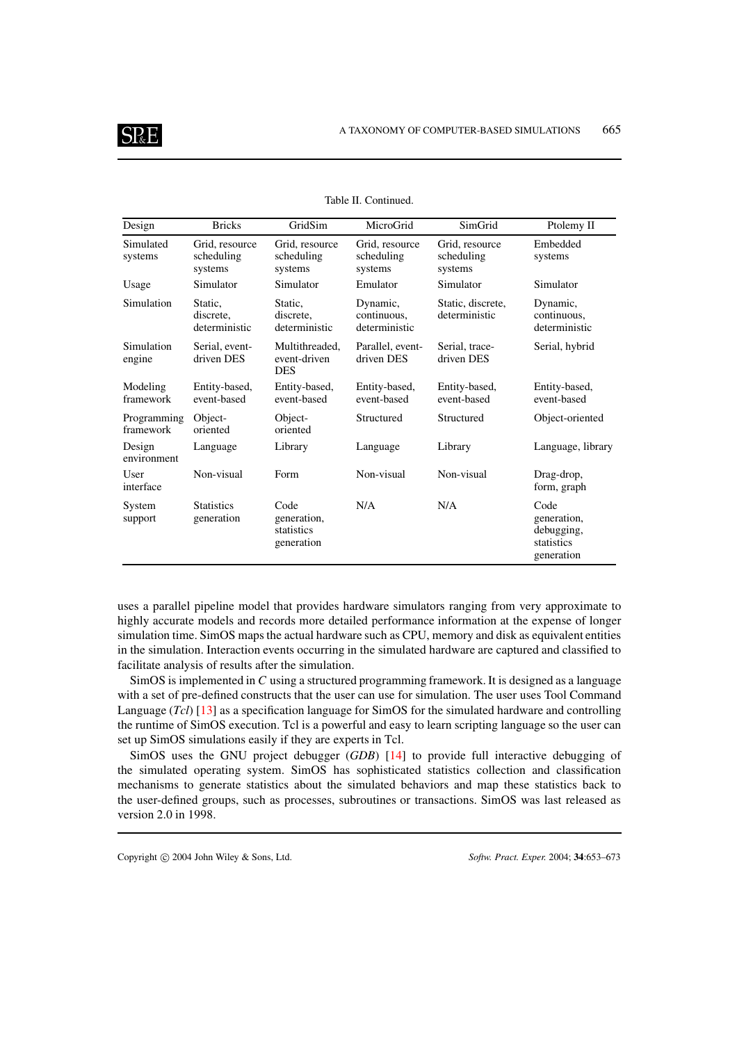Table II. Continued.

| Design | Bricks | GridSim | MicroGrid | SimGrid | Ptolemy II |
|---|---|---|---|---|---|
| Simulated systems | Grid, resource scheduling systems | Grid, resource scheduling systems | Grid, resource scheduling systems | Grid, resource scheduling systems | Embedded systems |
| Usage | Simulator | Simulator | Emulator | Simulator | Simulator |
| Simulation | Static, discrete, deterministic | Static, discrete, deterministic | Dynamic, continuous, deterministic | Static, discrete, deterministic | Dynamic, continuous, deterministic |
| Simulation engine | Serial, event-driven DES | Multithreaded, event-driven DES | Parallel, event-driven DES | Serial, trace-driven DES | Serial, hybrid |
| Modeling framework | Entity-based, event-based | Entity-based, event-based | Entity-based, event-based | Entity-based, event-based | Entity-based, event-based |
| Programming framework | Object-oriented | Object-oriented | Structured | Structured | Object-oriented |
| Design environment | Language | Library | Language | Library | Language, library |
| User interface | Non-visual | Form | Non-visual | Non-visual | Drag-drop, form, graph |
| System support | Statistics generation | Code generation, statistics generation | N/A | N/A | Code generation, debugging, statistics generation |

uses a parallel pipeline model that provides hardware simulators ranging from very approximate to highly accurate models and records more detailed performance information at the expense of longer simulation time. SimOS maps the actual hardware such as CPU, memory and disk as equivalent entities in the simulation. Interaction events occurring in the simulated hardware are captured and classified to facilitate analysis of results after the simulation.

SimOS is implemented in *C* using a structured programming framework. It is designed as a language with a set of pre-defined constructs that the user can use for simulation. The user uses Tool Command Language (*Tcl*) [13] as a specification language for SimOS for the simulated hardware and controlling the runtime of SimOS execution. Tcl is a powerful and easy to learn scripting language so the user can set up SimOS simulations easily if they are experts in Tcl.

SimOS uses the GNU project debugger (*GDB*) [14] to provide full interactive debugging of the simulated operating system. SimOS has sophisticated statistics collection and classification mechanisms to generate statistics about the simulated behaviors and map these statistics back to the user-defined groups, such as processes, subroutines or transactions. SimOS was last released as version 2.0 in 1998.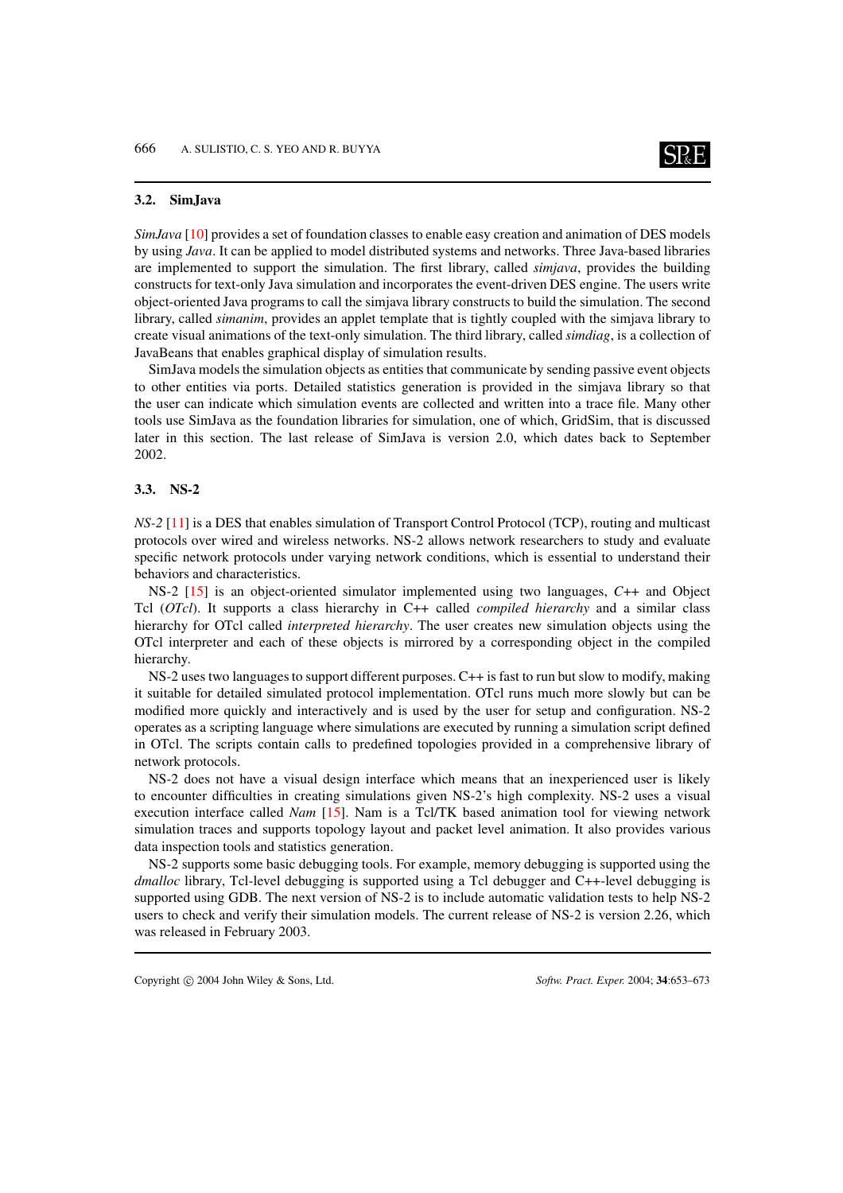### 3.2. SimJava

*SimJava* [10] provides a set of foundation classes to enable easy creation and animation of DES models by using *Java*. It can be applied to model distributed systems and networks. Three Java-based libraries are implemented to support the simulation. The first library, called *simjava*, provides the building constructs for text-only Java simulation and incorporates the event-driven DES engine. The users write object-oriented Java programs to call the simjava library constructs to build the simulation. The second library, called *simanim*, provides an applet template that is tightly coupled with the simjava library to create visual animations of the text-only simulation. The third library, called *simdiag*, is a collection of JavaBeans that enables graphical display of simulation results.

SimJava models the simulation objects as entities that communicate by sending passive event objects to other entities via ports. Detailed statistics generation is provided in the simjava library so that the user can indicate which simulation events are collected and written into a trace file. Many other tools use SimJava as the foundation libraries for simulation, one of which, GridSim, that is discussed later in this section. The last release of SimJava is version 2.0, which dates back to September 2002.

### 3.3. NS-2

*NS-2* [11] is a DES that enables simulation of Transport Control Protocol (TCP), routing and multicast protocols over wired and wireless networks. NS-2 allows network researchers to study and evaluate specific network protocols under varying network conditions, which is essential to understand their behaviors and characteristics.

NS-2 [15] is an object-oriented simulator implemented using two languages, *C++* and Object Tcl (*OTcl*). It supports a class hierarchy in C++ called *compiled hierarchy* and a similar class hierarchy for OTcl called *interpreted hierarchy*. The user creates new simulation objects using the OTcl interpreter and each of these objects is mirrored by a corresponding object in the compiled hierarchy.

NS-2 uses two languages to support different purposes. C++ is fast to run but slow to modify, making it suitable for detailed simulated protocol implementation. OTcl runs much more slowly but can be modified more quickly and interactively and is used by the user for setup and configuration. NS-2 operates as a scripting language where simulations are executed by running a simulation script defined in OTcl. The scripts contain calls to predefined topologies provided in a comprehensive library of network protocols.

NS-2 does not have a visual design interface which means that an inexperienced user is likely to encounter difficulties in creating simulations given NS-2's high complexity. NS-2 uses a visual execution interface called *Nam* [15]. Nam is a Tcl/TK based animation tool for viewing network simulation traces and supports topology layout and packet level animation. It also provides various data inspection tools and statistics generation.

NS-2 supports some basic debugging tools. For example, memory debugging is supported using the *dmalloc* library, Tcl-level debugging is supported using a Tcl debugger and C++-level debugging is supported using GDB. The next version of NS-2 is to include automatic validation tests to help NS-2 users to check and verify their simulation models. The current release of NS-2 is version 2.26, which was released in February 2003.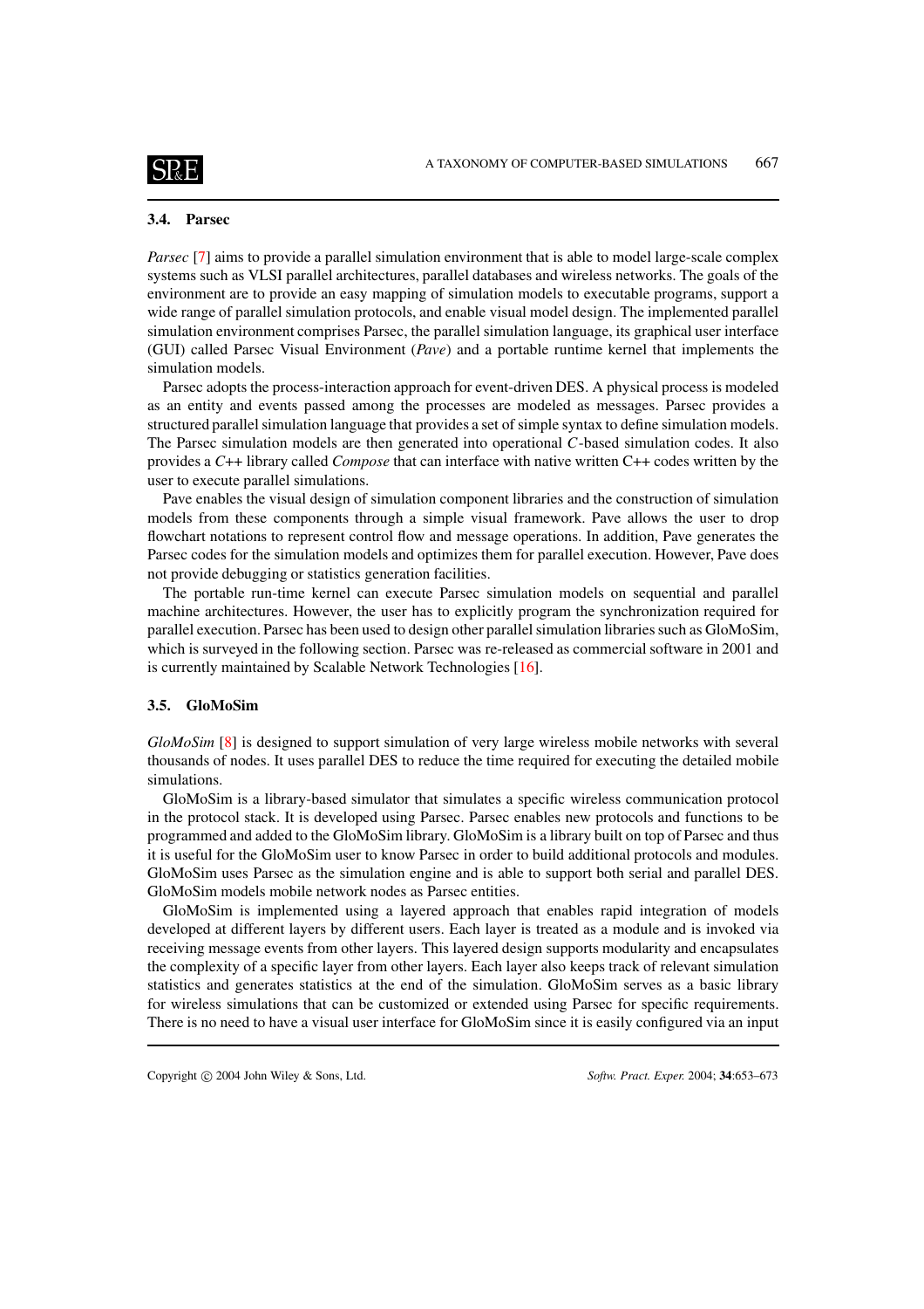### 3.4. Parsec

*Parsec* [7] aims to provide a parallel simulation environment that is able to model large-scale complex systems such as VLSI parallel architectures, parallel databases and wireless networks. The goals of the environment are to provide an easy mapping of simulation models to executable programs, support a wide range of parallel simulation protocols, and enable visual model design. The implemented parallel simulation environment comprises Parsec, the parallel simulation language, its graphical user interface (GUI) called Parsec Visual Environment (*Pave*) and a portable runtime kernel that implements the simulation models.

Parsec adopts the process-interaction approach for event-driven DES. A physical process is modeled as an entity and events passed among the processes are modeled as messages. Parsec provides a structured parallel simulation language that provides a set of simple syntax to define simulation models. The Parsec simulation models are then generated into operational *C*-based simulation codes. It also provides a *C++* library called *Compose* that can interface with native written C++ codes written by the user to execute parallel simulations.

Pave enables the visual design of simulation component libraries and the construction of simulation models from these components through a simple visual framework. Pave allows the user to drop flowchart notations to represent control flow and message operations. In addition, Pave generates the Parsec codes for the simulation models and optimizes them for parallel execution. However, Pave does not provide debugging or statistics generation facilities.

The portable run-time kernel can execute Parsec simulation models on sequential and parallel machine architectures. However, the user has to explicitly program the synchronization required for parallel execution. Parsec has been used to design other parallel simulation libraries such as GloMoSim, which is surveyed in the following section. Parsec was re-released as commercial software in 2001 and is currently maintained by Scalable Network Technologies [16].

### 3.5. GloMoSim

*GloMoSim* [8] is designed to support simulation of very large wireless mobile networks with several thousands of nodes. It uses parallel DES to reduce the time required for executing the detailed mobile simulations.

GloMoSim is a library-based simulator that simulates a specific wireless communication protocol in the protocol stack. It is developed using Parsec. Parsec enables new protocols and functions to be programmed and added to the GloMoSim library. GloMoSim is a library built on top of Parsec and thus it is useful for the GloMoSim user to know Parsec in order to build additional protocols and modules. GloMoSim uses Parsec as the simulation engine and is able to support both serial and parallel DES. GloMoSim models mobile network nodes as Parsec entities.

GloMoSim is implemented using a layered approach that enables rapid integration of models developed at different layers by different users. Each layer is treated as a module and is invoked via receiving message events from other layers. This layered design supports modularity and encapsulates the complexity of a specific layer from other layers. Each layer also keeps track of relevant simulation statistics and generates statistics at the end of the simulation. GloMoSim serves as a basic library for wireless simulations that can be customized or extended using Parsec for specific requirements. There is no need to have a visual user interface for GloMoSim since it is easily configured via an input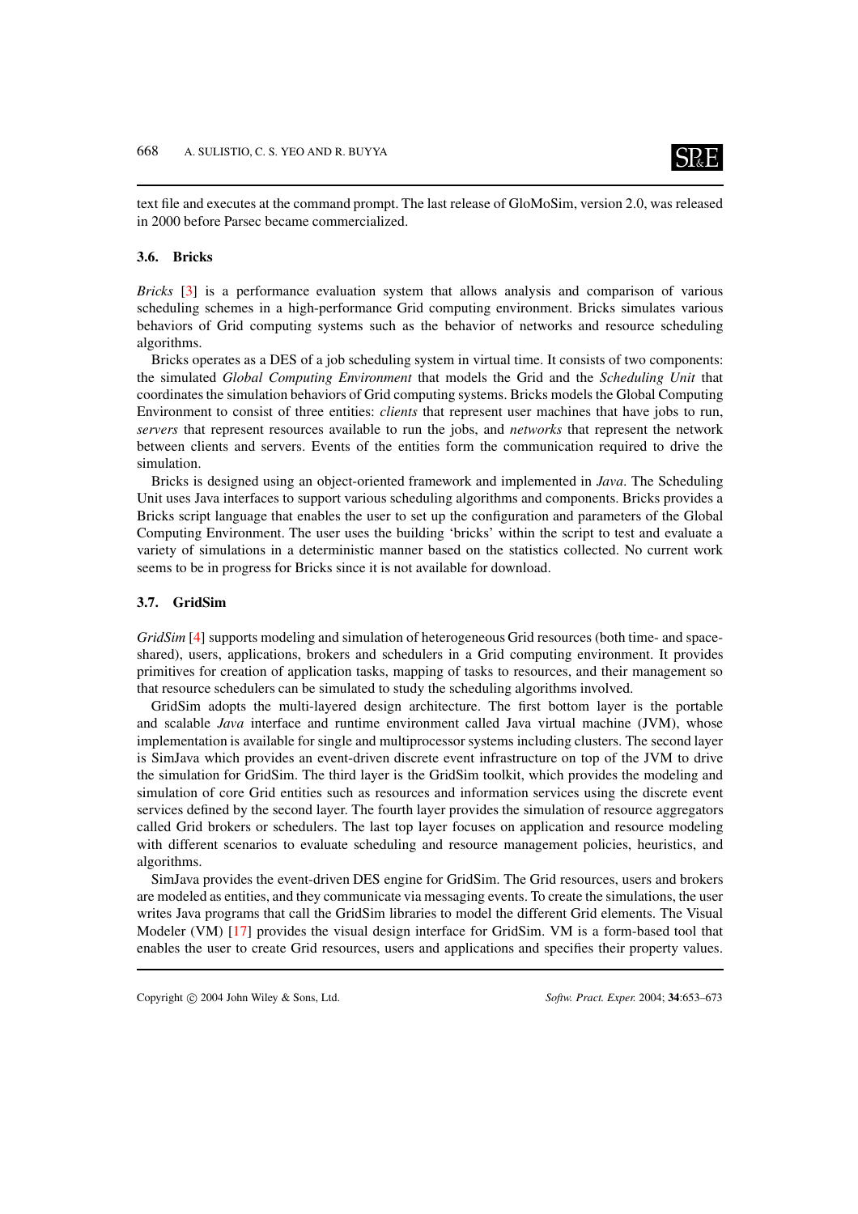text file and executes at the command prompt. The last release of GloMoSim, version 2.0, was released in 2000 before Parsec became commercialized.

### 3.6. Bricks

*Bricks* [3] is a performance evaluation system that allows analysis and comparison of various scheduling schemes in a high-performance Grid computing environment. Bricks simulates various behaviors of Grid computing systems such as the behavior of networks and resource scheduling algorithms.

Bricks operates as a DES of a job scheduling system in virtual time. It consists of two components: the simulated *Global Computing Environment* that models the Grid and the *Scheduling Unit* that coordinates the simulation behaviors of Grid computing systems. Bricks models the Global Computing Environment to consist of three entities: *clients* that represent user machines that have jobs to run, *servers* that represent resources available to run the jobs, and *networks* that represent the network between clients and servers. Events of the entities form the communication required to drive the simulation.

Bricks is designed using an object-oriented framework and implemented in *Java*. The Scheduling Unit uses Java interfaces to support various scheduling algorithms and components. Bricks provides a Bricks script language that enables the user to set up the configuration and parameters of the Global Computing Environment. The user uses the building 'bricks' within the script to test and evaluate a variety of simulations in a deterministic manner based on the statistics collected. No current work seems to be in progress for Bricks since it is not available for download.

### 3.7. GridSim

*GridSim* [4] supports modeling and simulation of heterogeneous Grid resources (both time- and space-shared), users, applications, brokers and schedulers in a Grid computing environment. It provides primitives for creation of application tasks, mapping of tasks to resources, and their management so that resource schedulers can be simulated to study the scheduling algorithms involved.

GridSim adopts the multi-layered design architecture. The first bottom layer is the portable and scalable *Java* interface and runtime environment called Java virtual machine (JVM), whose implementation is available for single and multiprocessor systems including clusters. The second layer is SimJava which provides an event-driven discrete event infrastructure on top of the JVM to drive the simulation for GridSim. The third layer is the GridSim toolkit, which provides the modeling and simulation of core Grid entities such as resources and information services using the discrete event services defined by the second layer. The fourth layer provides the simulation of resource aggregators called Grid brokers or schedulers. The last top layer focuses on application and resource modeling with different scenarios to evaluate scheduling and resource management policies, heuristics, and algorithms.

SimJava provides the event-driven DES engine for GridSim. The Grid resources, users and brokers are modeled as entities, and they communicate via messaging events. To create the simulations, the user writes Java programs that call the GridSim libraries to model the different Grid elements. The Visual Modeler (VM) [17] provides the visual design interface for GridSim. VM is a form-based tool that enables the user to create Grid resources, users and applications and specifies their property values.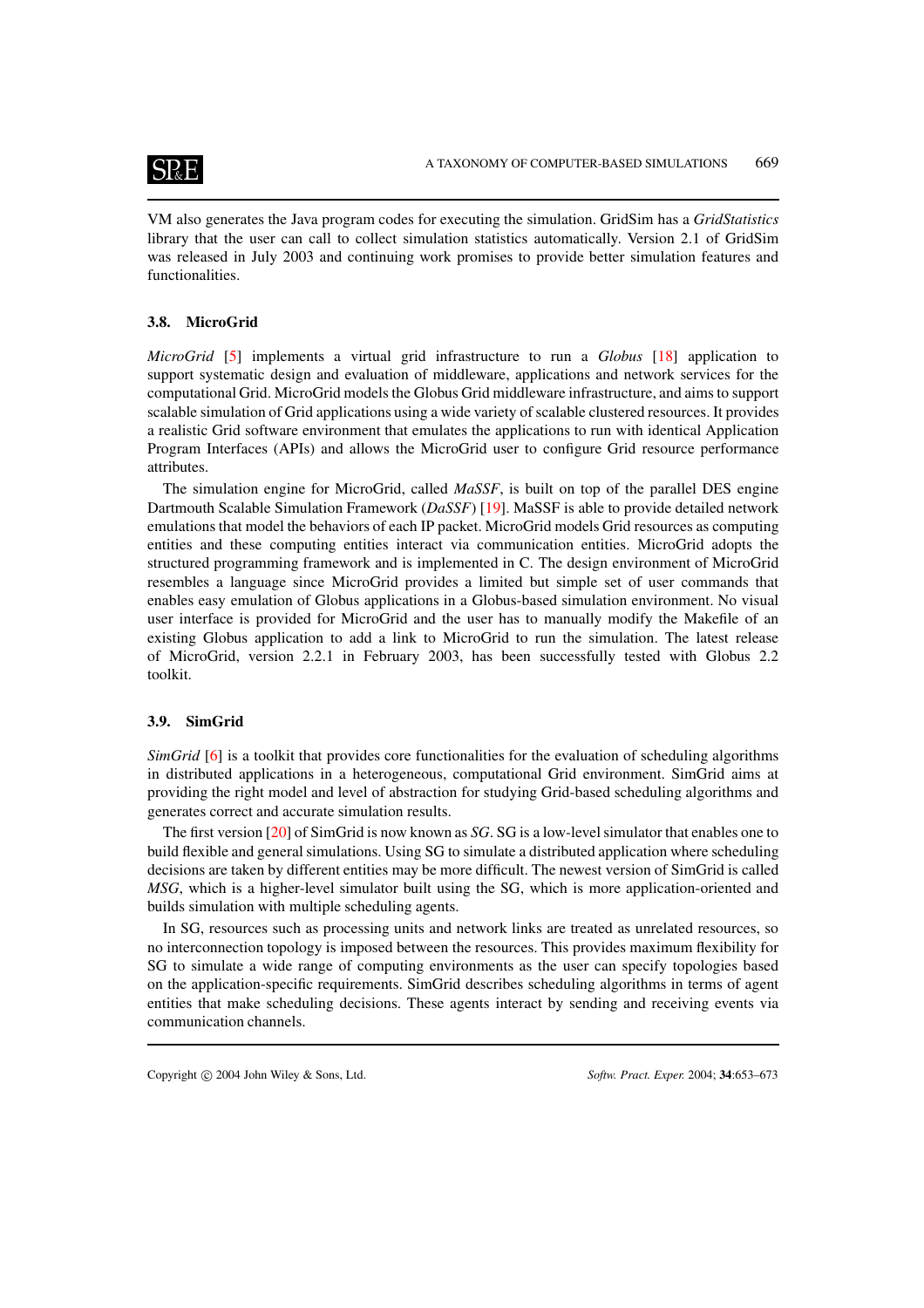VM also generates the Java program codes for executing the simulation. GridSim has a *GridStatistics* library that the user can call to collect simulation statistics automatically. Version 2.1 of GridSim was released in July 2003 and continuing work promises to provide better simulation features and functionalities.

### 3.8. MicroGrid

*MicroGrid* [5] implements a virtual grid infrastructure to run a *Globus* [18] application to support systematic design and evaluation of middleware, applications and network services for the computational Grid. MicroGrid models the Globus Grid middleware infrastructure, and aims to support scalable simulation of Grid applications using a wide variety of scalable clustered resources. It provides a realistic Grid software environment that emulates the applications to run with identical Application Program Interfaces (APIs) and allows the MicroGrid user to configure Grid resource performance attributes.

The simulation engine for MicroGrid, called *MaSSF*, is built on top of the parallel DES engine Dartmouth Scalable Simulation Framework (*DaSSF*) [19]. MaSSF is able to provide detailed network emulations that model the behaviors of each IP packet. MicroGrid models Grid resources as computing entities and these computing entities interact via communication entities. MicroGrid adopts the structured programming framework and is implemented in C. The design environment of MicroGrid resembles a language since MicroGrid provides a limited but simple set of user commands that enables easy emulation of Globus applications in a Globus-based simulation environment. No visual user interface is provided for MicroGrid and the user has to manually modify the Makefile of an existing Globus application to add a link to MicroGrid to run the simulation. The latest release of MicroGrid, version 2.2.1 in February 2003, has been successfully tested with Globus 2.2 toolkit.

### 3.9. SimGrid

*SimGrid* [6] is a toolkit that provides core functionalities for the evaluation of scheduling algorithms in distributed applications in a heterogeneous, computational Grid environment. SimGrid aims at providing the right model and level of abstraction for studying Grid-based scheduling algorithms and generates correct and accurate simulation results.

The first version [20] of SimGrid is now known as *SG*. SG is a low-level simulator that enables one to build flexible and general simulations. Using SG to simulate a distributed application where scheduling decisions are taken by different entities may be more difficult. The newest version of SimGrid is called *MSG*, which is a higher-level simulator built using the SG, which is more application-oriented and builds simulation with multiple scheduling agents.

In SG, resources such as processing units and network links are treated as unrelated resources, so no interconnection topology is imposed between the resources. This provides maximum flexibility for SG to simulate a wide range of computing environments as the user can specify topologies based on the application-specific requirements. SimGrid describes scheduling algorithms in terms of agent entities that make scheduling decisions. These agents interact by sending and receiving events via communication channels.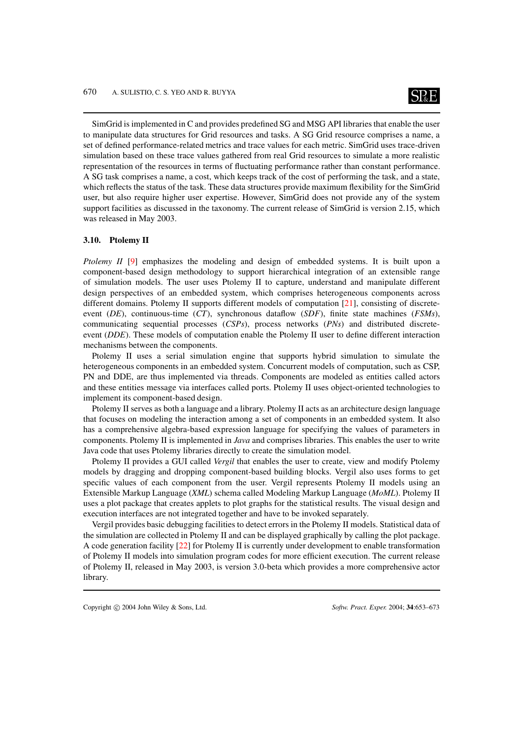SimGrid is implemented in C and provides predefined SG and MSG API libraries that enable the user to manipulate data structures for Grid resources and tasks. A SG Grid resource comprises a name, a set of defined performance-related metrics and trace values for each metric. SimGrid uses trace-driven simulation based on these trace values gathered from real Grid resources to simulate a more realistic representation of the resources in terms of fluctuating performance rather than constant performance. A SG task comprises a name, a cost, which keeps track of the cost of performing the task, and a state, which reflects the status of the task. These data structures provide maximum flexibility for the SimGrid user, but also require higher user expertise. However, SimGrid does not provide any of the system support facilities as discussed in the taxonomy. The current release of SimGrid is version 2.15, which was released in May 2003.

### 3.10. Ptolemy II

*Ptolemy II* [9] emphasizes the modeling and design of embedded systems. It is built upon a component-based design methodology to support hierarchical integration of an extensible range of simulation models. The user uses Ptolemy II to capture, understand and manipulate different design perspectives of an embedded system, which comprises heterogeneous components across different domains. Ptolemy II supports different models of computation [21], consisting of discrete-event (*DE*), continuous-time (*CT*), synchronous dataflow (*SDF*), finite state machines (*FSMs*), communicating sequential processes (*CSPs*), process networks (*PNs*) and distributed discrete-event (*DDE*). These models of computation enable the Ptolemy II user to define different interaction mechanisms between the components.

Ptolemy II uses a serial simulation engine that supports hybrid simulation to simulate the heterogeneous components in an embedded system. Concurrent models of computation, such as CSP, PN and DDE, are thus implemented via threads. Components are modeled as entities called actors and these entities message via interfaces called ports. Ptolemy II uses object-oriented technologies to implement its component-based design.

Ptolemy II serves as both a language and a library. Ptolemy II acts as an architecture design language that focuses on modeling the interaction among a set of components in an embedded system. It also has a comprehensive algebra-based expression language for specifying the values of parameters in components. Ptolemy II is implemented in *Java* and comprises libraries. This enables the user to write Java code that uses Ptolemy libraries directly to create the simulation model.

Ptolemy II provides a GUI called *Vergil* that enables the user to create, view and modify Ptolemy models by dragging and dropping component-based building blocks. Vergil also uses forms to get specific values of each component from the user. Vergil represents Ptolemy II models using an Extensible Markup Language (*XML*) schema called Modeling Markup Language (*MoML*). Ptolemy II uses a plot package that creates applets to plot graphs for the statistical results. The visual design and execution interfaces are not integrated together and have to be invoked separately.

Vergil provides basic debugging facilities to detect errors in the Ptolemy II models. Statistical data of the simulation are collected in Ptolemy II and can be displayed graphically by calling the plot package. A code generation facility [22] for Ptolemy II is currently under development to enable transformation of Ptolemy II models into simulation program codes for more efficient execution. The current release of Ptolemy II, released in May 2003, is version 3.0-beta which provides a more comprehensive actor library.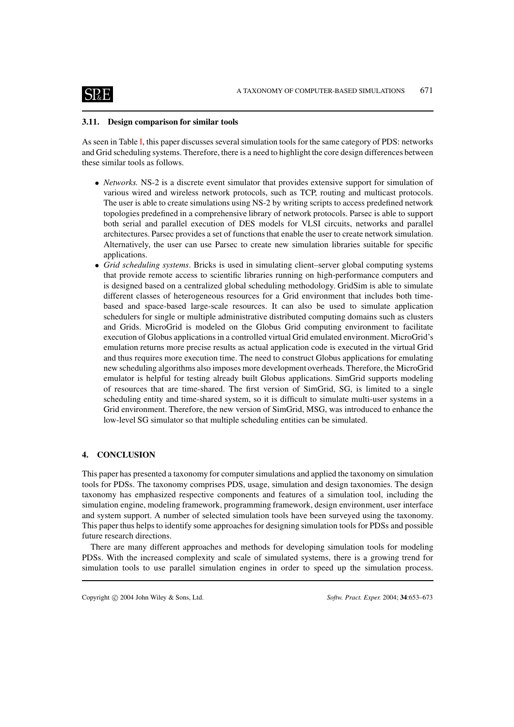### 3.11. Design comparison for similar tools

As seen in Table I, this paper discusses several simulation tools for the same category of PDS: networks and Grid scheduling systems. Therefore, there is a need to highlight the core design differences between these similar tools as follows.

- *Networks.* NS-2 is a discrete event simulator that provides extensive support for simulation of various wired and wireless network protocols, such as TCP, routing and multicast protocols. The user is able to create simulations using NS-2 by writing scripts to access predefined network topologies predefined in a comprehensive library of network protocols. Parsec is able to support both serial and parallel execution of DES models for VLSI circuits, networks and parallel architectures. Parsec provides a set of functions that enable the user to create network simulation. Alternatively, the user can use Parsec to create new simulation libraries suitable for specific applications.
- *Grid scheduling systems*. Bricks is used in simulating client–server global computing systems that provide remote access to scientific libraries running on high-performance computers and is designed based on a centralized global scheduling methodology. GridSim is able to simulate different classes of heterogeneous resources for a Grid environment that includes both time-based and space-based large-scale resources. It can also be used to simulate application schedulers for single or multiple administrative distributed computing domains such as clusters and Grids. MicroGrid is modeled on the Globus Grid computing environment to facilitate execution of Globus applications in a controlled virtual Grid emulated environment. MicroGrid's emulation returns more precise results as actual application code is executed in the virtual Grid and thus requires more execution time. The need to construct Globus applications for emulating new scheduling algorithms also imposes more development overheads. Therefore, the MicroGrid emulator is helpful for testing already built Globus applications. SimGrid supports modeling of resources that are time-shared. The first version of SimGrid, SG, is limited to a single scheduling entity and time-shared system, so it is difficult to simulate multi-user systems in a Grid environment. Therefore, the new version of SimGrid, MSG, was introduced to enhance the low-level SG simulator so that multiple scheduling entities can be simulated.

## 4. CONCLUSION

This paper has presented a taxonomy for computer simulations and applied the taxonomy on simulation tools for PDSs. The taxonomy comprises PDS, usage, simulation and design taxonomies. The design taxonomy has emphasized respective components and features of a simulation tool, including the simulation engine, modeling framework, programming framework, design environment, user interface and system support. A number of selected simulation tools have been surveyed using the taxonomy. This paper thus helps to identify some approaches for designing simulation tools for PDSs and possible future research directions.

There are many different approaches and methods for developing simulation tools for modeling PDSs. With the increased complexity and scale of simulated systems, there is a growing trend for simulation tools to use parallel simulation engines in order to speed up the simulation process.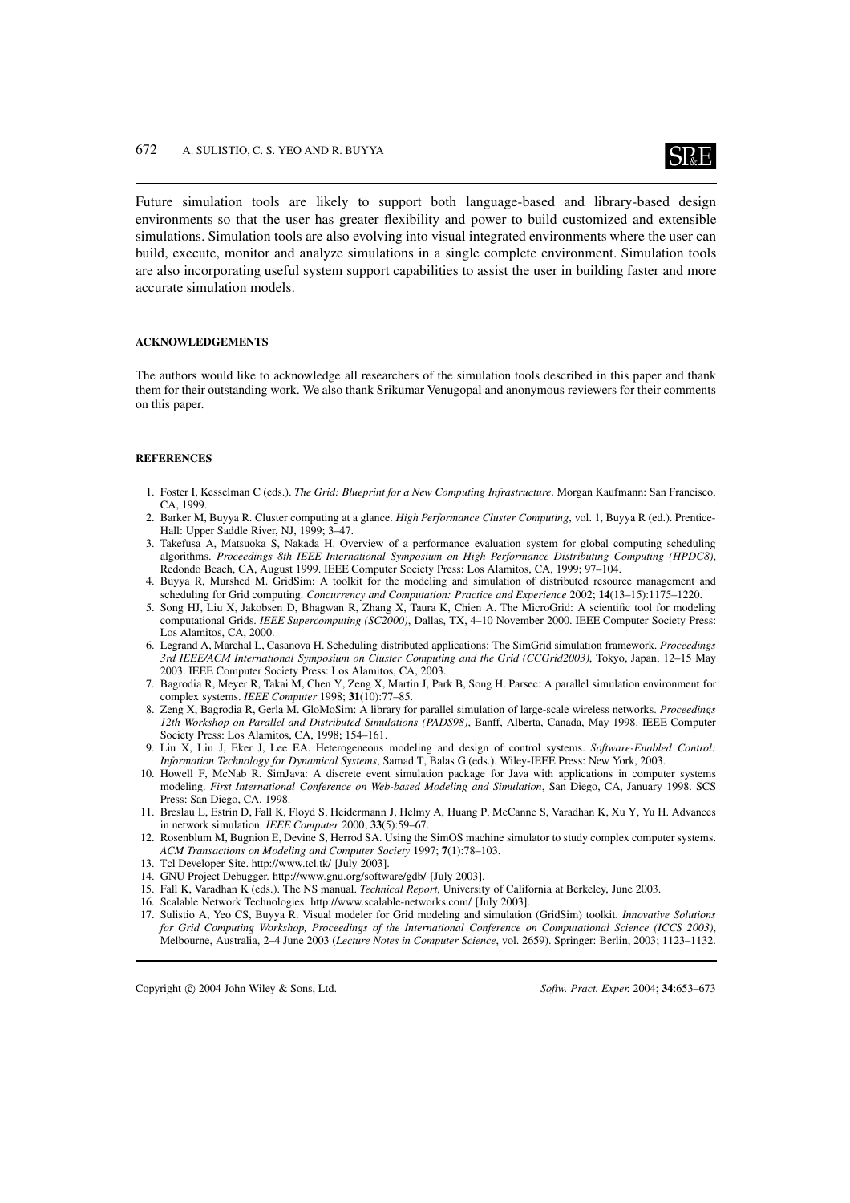Future simulation tools are likely to support both language-based and library-based design environments so that the user has greater flexibility and power to build customized and extensible simulations. Simulation tools are also evolving into visual integrated environments where the user can build, execute, monitor and analyze simulations in a single complete environment. Simulation tools are also incorporating useful system support capabilities to assist the user in building faster and more accurate simulation models.

## ACKNOWLEDGEMENTS

The authors would like to acknowledge all researchers of the simulation tools described in this paper and thank them for their outstanding work. We also thank Srikumar Venugopal and anonymous reviewers for their comments on this paper.

## REFERENCES

1. Foster I, Kesselman C (eds.). *The Grid: Blueprint for a New Computing Infrastructure*. Morgan Kaufmann: San Francisco, CA, 1999.
2. Barker M, Buyya R. Cluster computing at a glance. *High Performance Cluster Computing*, vol. 1, Buyya R (ed.). Prentice-Hall: Upper Saddle River, NJ, 1999; 3–47.
3. Takefusa A, Matsuoka S, Nakada H. Overview of a performance evaluation system for global computing scheduling algorithms. *Proceedings 8th IEEE International Symposium on High Performance Distributing Computing (HPDC8)*, Redondo Beach, CA, August 1999. IEEE Computer Society Press: Los Alamitos, CA, 1999; 97–104.
4. Buyya R, Murshed M. GridSim: A toolkit for the modeling and simulation of distributed resource management and scheduling for Grid computing. *Concurrency and Computation: Practice and Experience* 2002; **14**(13–15):1175–1220.
5. Song HJ, Liu X, Jakobsen D, Bhagwan R, Zhang X, Taura K, Chien A. The MicroGrid: A scientific tool for modeling computational Grids. *IEEE Supercomputing (SC2000)*, Dallas, TX, 4–10 November 2000. IEEE Computer Society Press: Los Alamitos, CA, 2000.
6. Legrand A, Marchal L, Casanova H. Scheduling distributed applications: The SimGrid simulation framework. *Proceedings 3rd IEEE/ACM International Symposium on Cluster Computing and the Grid (CCGrid2003)*, Tokyo, Japan, 12–15 May 2003. IEEE Computer Society Press: Los Alamitos, CA, 2003.
7. Bagrodia R, Meyer R, Takai M, Chen Y, Zeng X, Martin J, Park B, Song H. Parsec: A parallel simulation environment for complex systems. *IEEE Computer* 1998; **31**(10):77–85.
8. Zeng X, Bagrodia R, Gerla M. GloMoSim: A library for parallel simulation of large-scale wireless networks. *Proceedings 12th Workshop on Parallel and Distributed Simulations (PADS98)*, Banff, Alberta, Canada, May 1998. IEEE Computer Society Press: Los Alamitos, CA, 1998; 154–161.
9. Liu X, Liu J, Eker J, Lee EA. Heterogeneous modeling and design of control systems. *Software-Enabled Control: Information Technology for Dynamical Systems*, Samad T, Balas G (eds.). Wiley-IEEE Press: New York, 2003.
10. Howell F, McNab R. SimJava: A discrete event simulation package for Java with applications in computer systems modeling. *First International Conference on Web-based Modeling and Simulation*, San Diego, CA, January 1998. SCS Press: San Diego, CA, 1998.
11. Breslau L, Estrin D, Fall K, Floyd S, Heidermann J, Helmy A, Huang P, McCanne S, Varadhan K, Xu Y, Yu H. Advances in network simulation. *IEEE Computer* 2000; **33**(5):59–67.
12. Rosenblum M, Bugnion E, Devine S, Herrod SA. Using the SimOS machine simulator to study complex computer systems. *ACM Transactions on Modeling and Computer Society* 1997; **7**(1):78–103.
13. Tcl Developer Site. http://www.tcl.tk/ [July 2003].
14. GNU Project Debugger. http://www.gnu.org/software/gdb/ [July 2003].
15. Fall K, Varadhan K (eds.). The NS manual. *Technical Report*, University of California at Berkeley, June 2003.
16. Scalable Network Technologies. http://www.scalable-networks.com/ [July 2003].
17. Sulistio A, Yeo CS, Buyya R. Visual modeler for Grid modeling and simulation (GridSim) toolkit. *Innovative Solutions for Grid Computing Workshop, Proceedings of the International Conference on Computational Science (ICCS 2003)*, Melbourne, Australia, 2–4 June 2003 (*Lecture Notes in Computer Science*, vol. 2659). Springer: Berlin, 2003; 1123–1132.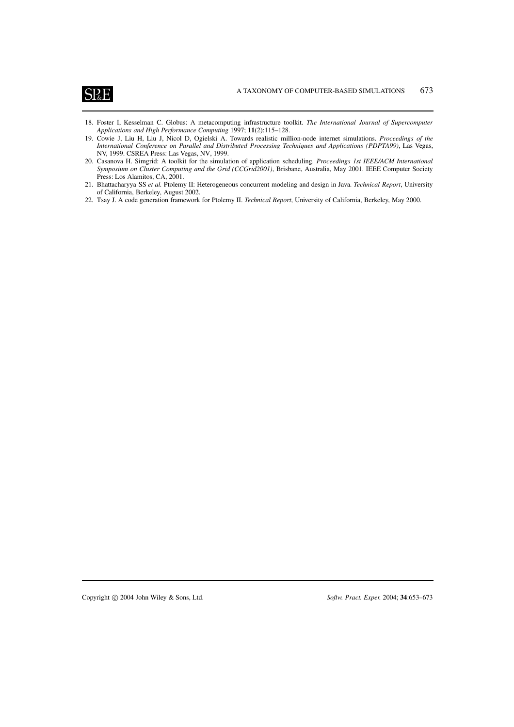18. Foster I, Kesselman C. Globus: A metacomputing infrastructure toolkit. *The International Journal of Supercomputer Applications and High Performance Computing* 1997; **11**(2):115–128.
19. Cowie J, Liu H, Liu J, Nicol D, Ogielski A. Towards realistic million-node internet simulations. *Proceedings of the International Conference on Parallel and Distributed Processing Techniques and Applications (PDPTA99)*, Las Vegas, NV, 1999. CSREA Press: Las Vegas, NV, 1999.
20. Casanova H. Simgrid: A toolkit for the simulation of application scheduling. *Proceedings 1st IEEE/ACM International Symposium on Cluster Computing and the Grid (CCGrid2001)*, Brisbane, Australia, May 2001. IEEE Computer Society Press: Los Alamitos, CA, 2001.
21. Bhattacharyya SS *et al.* Ptolemy II: Heterogeneous concurrent modeling and design in Java. *Technical Report*, University of California, Berkeley, August 2002.
22. Tsay J. A code generation framework for Ptolemy II. *Technical Report*, University of California, Berkeley, May 2000.